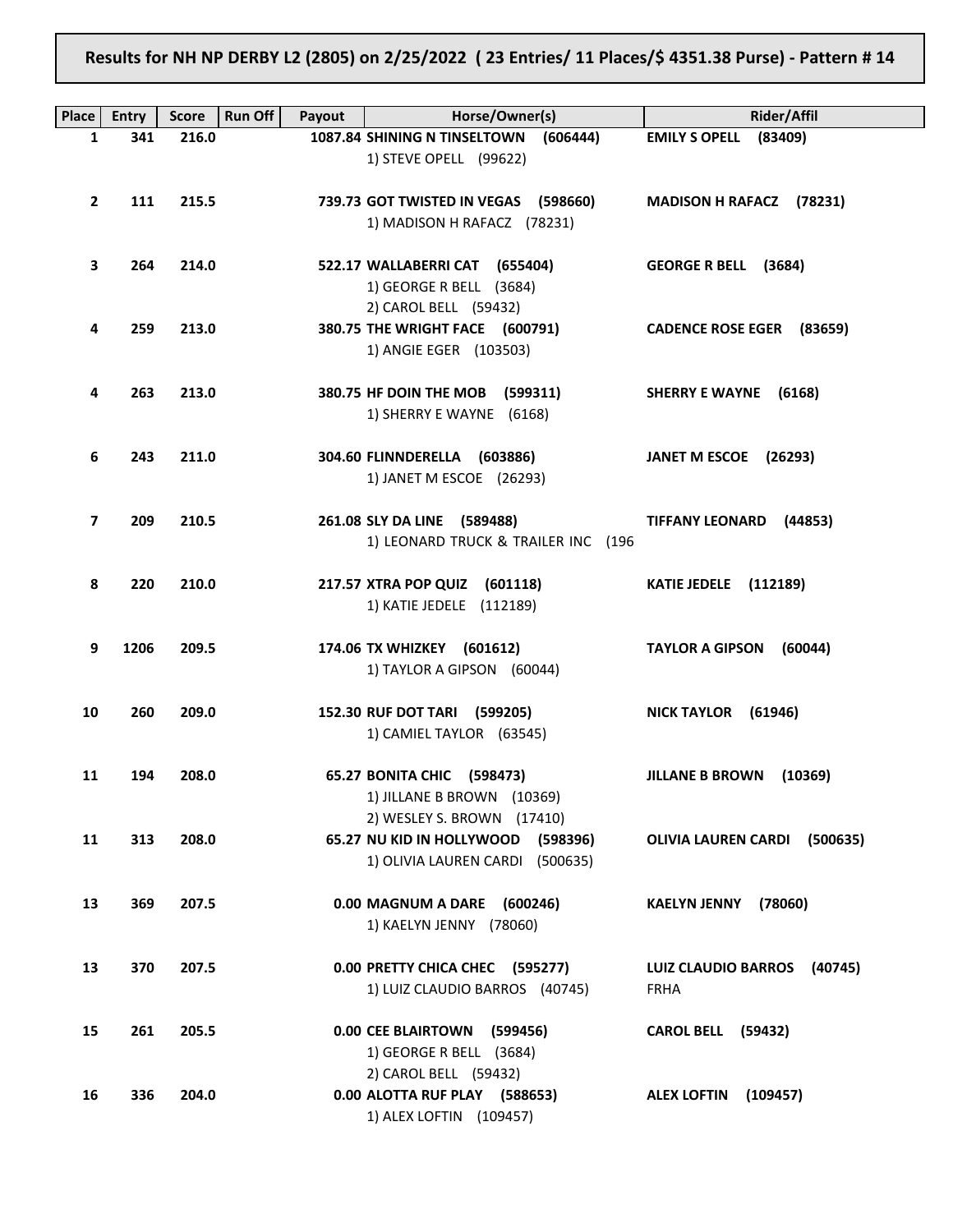**Results for NH NP DERBY L2 (2805) on 2/25/2022 ( 23 Entries/ 11 Places/$ 4351.38 Purse) - Pattern # 14**

| Place | Entry | Score | Run Off | Payout | Horse/Owner(s) | Rider/Affil |
|---|---|---|---|---|---|---|
| 1 | 341 | 216.0 | | 1087.84 | **SHINING N TINSELTOWN (606444)**<br>1) STEVE OPELL (99622) | **EMILY S OPELL (83409)** |
| 2 | 111 | 215.5 | | 739.73 | **GOT TWISTED IN VEGAS (598660)**<br>1) MADISON H RAFACZ (78231) | **MADISON H RAFACZ (78231)** |
| 3 | 264 | 214.0 | | 522.17 | **WALLABERRI CAT (655404)**<br>1) GEORGE R BELL (3684)<br>2) CAROL BELL (59432) | **GEORGE R BELL (3684)** |
| 4 | 259 | 213.0 | | 380.75 | **THE WRIGHT FACE (600791)**<br>1) ANGIE EGER (103503) | **CADENCE ROSE EGER (83659)** |
| 4 | 263 | 213.0 | | 380.75 | **HF DOIN THE MOB (599311)**<br>1) SHERRY E WAYNE (6168) | **SHERRY E WAYNE (6168)** |
| 6 | 243 | 211.0 | | 304.60 | **FLINNDERELLA (603886)**<br>1) JANET M ESCOE (26293) | **JANET M ESCOE (26293)** |
| 7 | 209 | 210.5 | | 261.08 | **SLY DA LINE (589488)**<br>1) LEONARD TRUCK & TRAILER INC (196 | **TIFFANY LEONARD (44853)** |
| 8 | 220 | 210.0 | | 217.57 | **XTRA POP QUIZ (601118)**<br>1) KATIE JEDELE (112189) | **KATIE JEDELE (112189)** |
| 9 | 1206 | 209.5 | | 174.06 | **TX WHIZKEY (601612)**<br>1) TAYLOR A GIPSON (60044) | **TAYLOR A GIPSON (60044)** |
| 10 | 260 | 209.0 | | 152.30 | **RUF DOT TARI (599205)**<br>1) CAMIEL TAYLOR (63545) | **NICK TAYLOR (61946)** |
| 11 | 194 | 208.0 | | 65.27 | **BONITA CHIC (598473)**<br>1) JILLANE B BROWN (10369)<br>2) WESLEY S. BROWN (17410) | **JILLANE B BROWN (10369)** |
| 11 | 313 | 208.0 | | 65.27 | **NU KID IN HOLLYWOOD (598396)**<br>1) OLIVIA LAUREN CARDI (500635) | **OLIVIA LAUREN CARDI (500635)** |
| 13 | 369 | 207.5 | | 0.00 | **MAGNUM A DARE (600246)**<br>1) KAELYN JENNY (78060) | **KAELYN JENNY (78060)** |
| 13 | 370 | 207.5 | | 0.00 | **PRETTY CHICA CHEC (595277)**<br>1) LUIZ CLAUDIO BARROS (40745) | **LUIZ CLAUDIO BARROS (40745)**<br>FRHA |
| 15 | 261 | 205.5 | | 0.00 | **CEE BLAIRTOWN (599456)**<br>1) GEORGE R BELL (3684)<br>2) CAROL BELL (59432) | **CAROL BELL (59432)** |
| 16 | 336 | 204.0 | | 0.00 | **ALOTTA RUF PLAY (588653)**<br>1) ALEX LOFTIN (109457) | **ALEX LOFTIN (109457)** |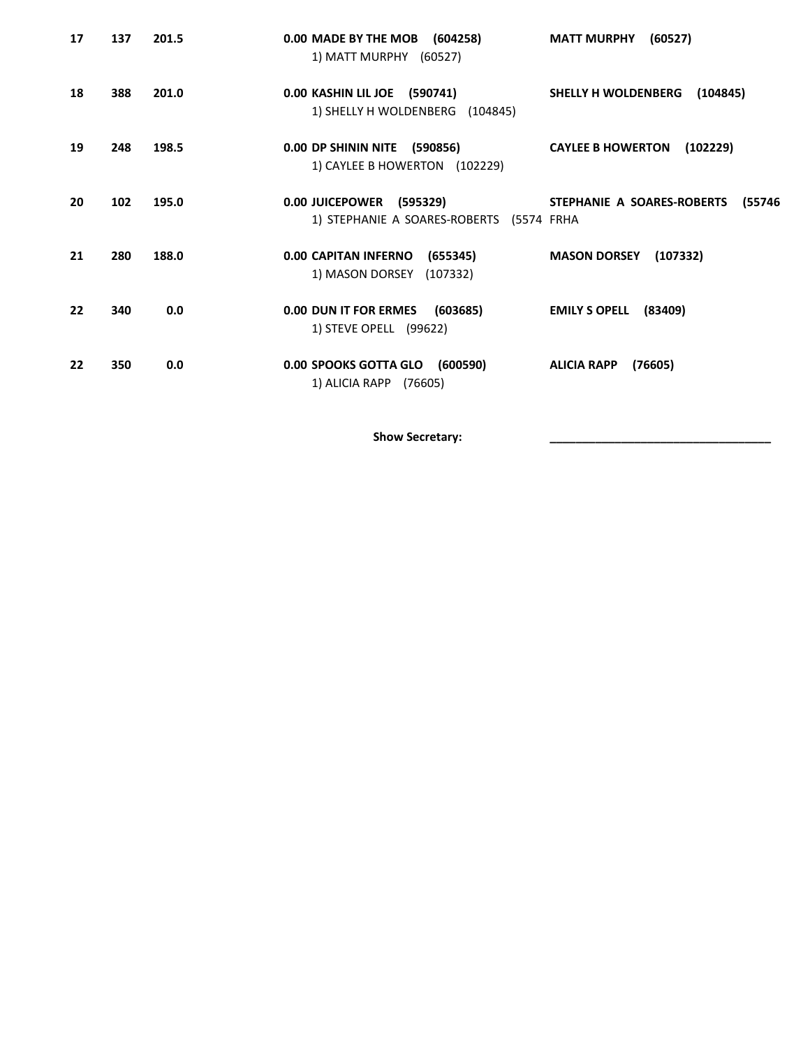| | | | | |
|---|---|---|---|---|
| 17 | 137 | 201.5 | 0.00 **MADE BY THE MOB (604258)**<br>1) MATT MURPHY (60527) | **MATT MURPHY (60527)** |
| 18 | 388 | 201.0 | 0.00 **KASHIN LIL JOE (590741)**<br>1) SHELLY H WOLDENBERG (104845) | **SHELLY H WOLDENBERG (104845)** |
| 19 | 248 | 198.5 | 0.00 **DP SHININ NITE (590856)**<br>1) CAYLEE B HOWERTON (102229) | **CAYLEE B HOWERTON (102229)** |
| 20 | 102 | 195.0 | 0.00 **JUICEPOWER (595329)**<br>1) STEPHANIE A SOARES-ROBERTS (5574 FRHA | **STEPHANIE A SOARES-ROBERTS (55746** |
| 21 | 280 | 188.0 | 0.00 **CAPITAN INFERNO (655345)**<br>1) MASON DORSEY (107332) | **MASON DORSEY (107332)** |
| 22 | 340 | 0.0 | 0.00 **DUN IT FOR ERMES (603685)**<br>1) STEVE OPELL (99622) | **EMILY S OPELL (83409)** |
| 22 | 350 | 0.0 | 0.00 **SPOOKS GOTTA GLO (600590)**<br>1) ALICIA RAPP (76605) | **ALICIA RAPP (76605)** |

**Show Secretary:** ___________________________________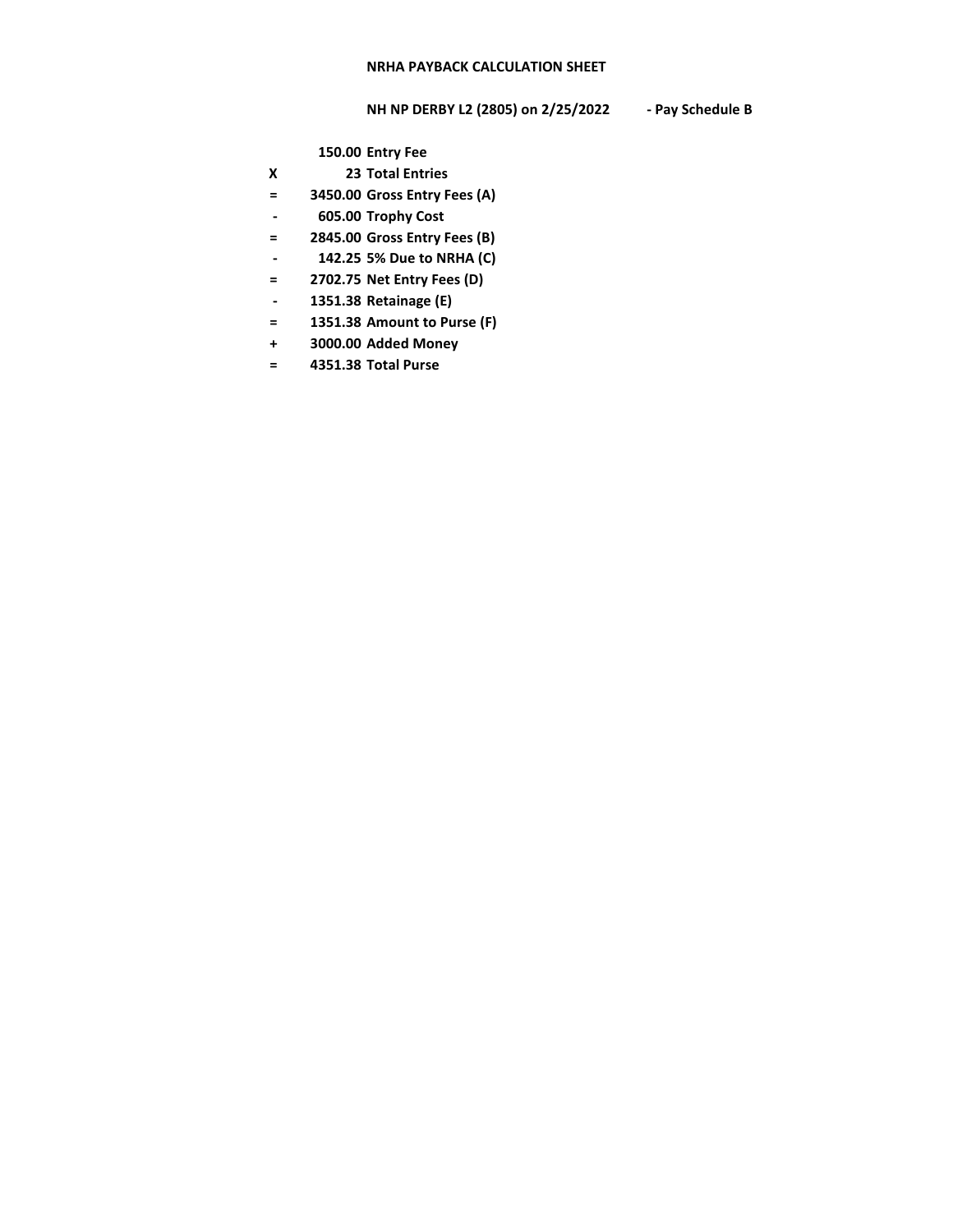**NRHA PAYBACK CALCULATION SHEET**

**NH NP DERBY L2 (2805) on 2/25/2022 - Pay Schedule B**

| | | |
|---|---|---|
| | **150.00** | **Entry Fee** |
| **X** | **23** | **Total Entries** |
| **=** | **3450.00** | **Gross Entry Fees (A)** |
| **-** | **605.00** | **Trophy Cost** |
| **=** | **2845.00** | **Gross Entry Fees (B)** |
| **-** | **142.25** | **5% Due to NRHA (C)** |
| **=** | **2702.75** | **Net Entry Fees (D)** |
| **-** | **1351.38** | **Retainage (E)** |
| **=** | **1351.38** | **Amount to Purse (F)** |
| **+** | **3000.00** | **Added Money** |
| **=** | **4351.38** | **Total Purse** |